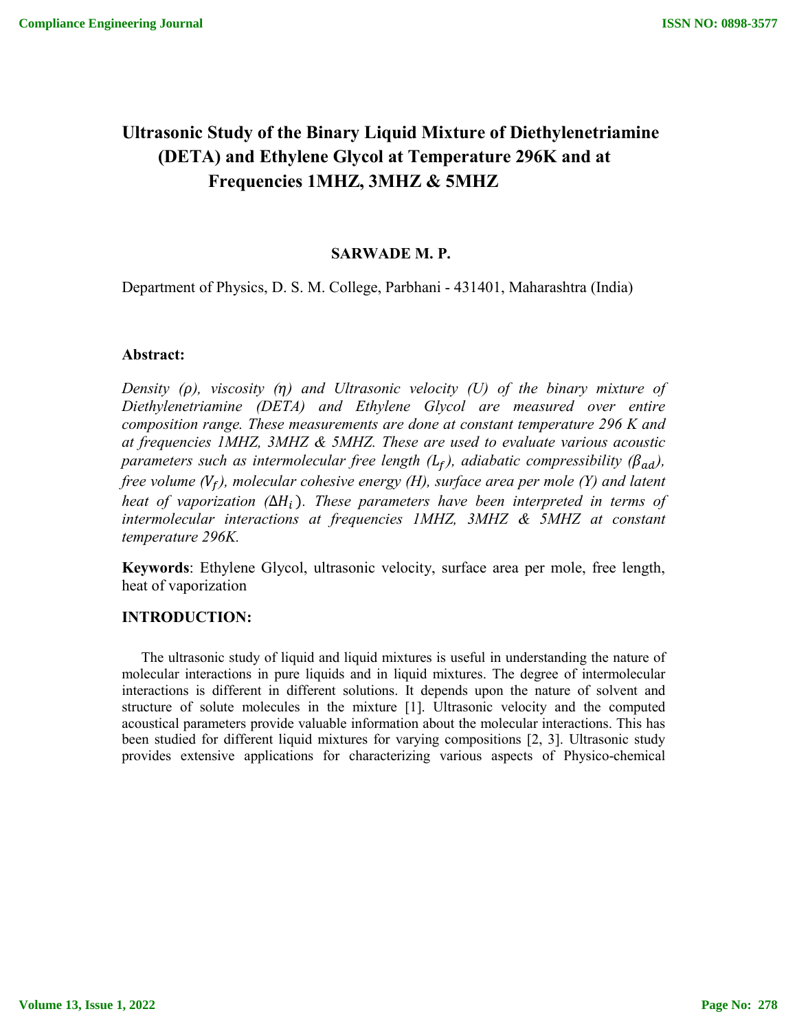# Ultrasonic Study of the Binary Liquid Mixture of Diethylenetriamine (DETA) and Ethylene Glycol at Temperature 296K and at Frequencies 1MHZ, 3MHZ & 5MHZ

**SARWADE M. P.**

Department of Physics, D. S. M. College, Parbhani - 431401, Maharashtra (India)

### Abstract:

*Density (ρ), viscosity (η) and Ultrasonic velocity (U) of the binary mixture of Diethylenetriamine (DETA) and Ethylene Glycol are measured over entire composition range. These measurements are done at constant temperature 296 K and at frequencies 1MHZ, 3MHZ & 5MHZ. These are used to evaluate various acoustic parameters such as intermolecular free length ($L_f$), adiabatic compressibility ($\beta_{ad}$), free volume ($V_f$), molecular cohesive energy (H), surface area per mole (Y) and latent heat of vaporization ($\Delta H_i$). These parameters have been interpreted in terms of intermolecular interactions at frequencies 1MHZ, 3MHZ & 5MHZ at constant temperature 296K.*

**Keywords**: Ethylene Glycol, ultrasonic velocity, surface area per mole, free length, heat of vaporization

### INTRODUCTION:

The ultrasonic study of liquid and liquid mixtures is useful in understanding the nature of molecular interactions in pure liquids and in liquid mixtures. The degree of intermolecular interactions is different in different solutions. It depends upon the nature of solvent and structure of solute molecules in the mixture [1]. Ultrasonic velocity and the computed acoustical parameters provide valuable information about the molecular interactions. This has been studied for different liquid mixtures for varying compositions [2, 3]. Ultrasonic study provides extensive applications for characterizing various aspects of Physico-chemical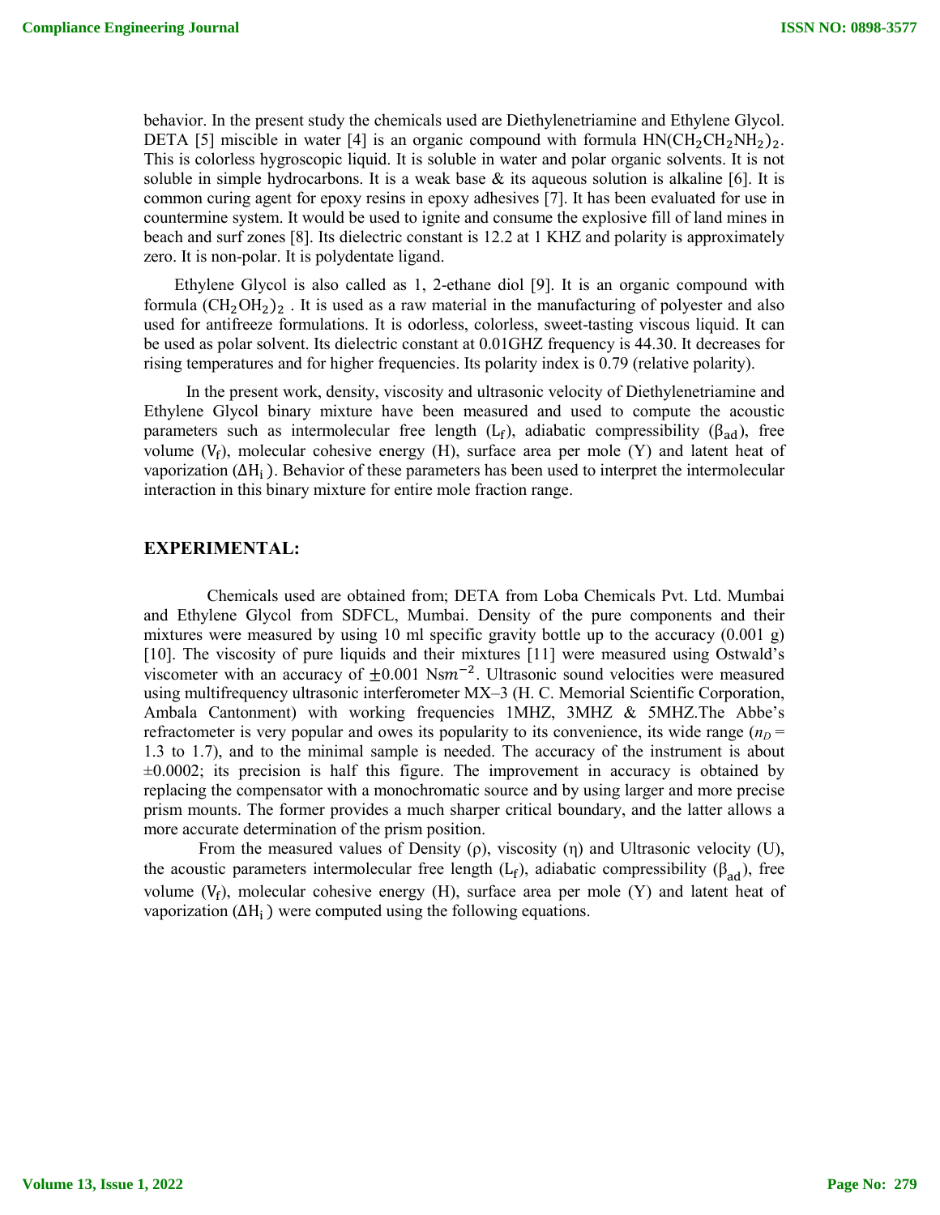behavior. In the present study the chemicals used are Diethylenetriamine and Ethylene Glycol. DETA [5] miscible in water [4] is an organic compound with formula $HN(CH_2CH_2NH_2)_2$. This is colorless hygroscopic liquid. It is soluble in water and polar organic solvents. It is not soluble in simple hydrocarbons. It is a weak base & its aqueous solution is alkaline [6]. It is common curing agent for epoxy resins in epoxy adhesives [7]. It has been evaluated for use in countermine system. It would be used to ignite and consume the explosive fill of land mines in beach and surf zones [8]. Its dielectric constant is 12.2 at 1 KHZ and polarity is approximately zero. It is non-polar. It is polydentate ligand.

Ethylene Glycol is also called as 1, 2-ethane diol [9]. It is an organic compound with formula $(CH_2OH_2)_2$ . It is used as a raw material in the manufacturing of polyester and also used for antifreeze formulations. It is odorless, colorless, sweet-tasting viscous liquid. It can be used as polar solvent. Its dielectric constant at 0.01GHZ frequency is 44.30. It decreases for rising temperatures and for higher frequencies. Its polarity index is 0.79 (relative polarity).

In the present work, density, viscosity and ultrasonic velocity of Diethylenetriamine and Ethylene Glycol binary mixture have been measured and used to compute the acoustic parameters such as intermolecular free length ($L_f$), adiabatic compressibility ($\beta_{ad}$), free volume ($V_f$), molecular cohesive energy (H), surface area per mole (Y) and latent heat of vaporization ($\Delta H_i$ ). Behavior of these parameters has been used to interpret the intermolecular interaction in this binary mixture for entire mole fraction range.

## EXPERIMENTAL:

Chemicals used are obtained from; DETA from Loba Chemicals Pvt. Ltd. Mumbai and Ethylene Glycol from SDFCL, Mumbai. Density of the pure components and their mixtures were measured by using 10 ml specific gravity bottle up to the accuracy (0.001 g) [10]. The viscosity of pure liquids and their mixtures [11] were measured using Ostwald's viscometer with an accuracy of $\pm$0.001 $Nsm^{-2}$. Ultrasonic sound velocities were measured using multifrequency ultrasonic interferometer MX–3 (H. C. Memorial Scientific Corporation, Ambala Cantonment) with working frequencies 1MHZ, 3MHZ & 5MHZ.The Abbe's refractometer is very popular and owes its popularity to its convenience, its wide range ($n_D$ = 1.3 to 1.7), and to the minimal sample is needed. The accuracy of the instrument is about ±0.0002; its precision is half this figure. The improvement in accuracy is obtained by replacing the compensator with a monochromatic source and by using larger and more precise prism mounts. The former provides a much sharper critical boundary, and the latter allows a more accurate determination of the prism position.

From the measured values of Density (ρ), viscosity (η) and Ultrasonic velocity (U), the acoustic parameters intermolecular free length ($L_f$), adiabatic compressibility ($\beta_{ad}$), free volume ($V_f$), molecular cohesive energy (H), surface area per mole (Y) and latent heat of vaporization ($\Delta H_i$ ) were computed using the following equations.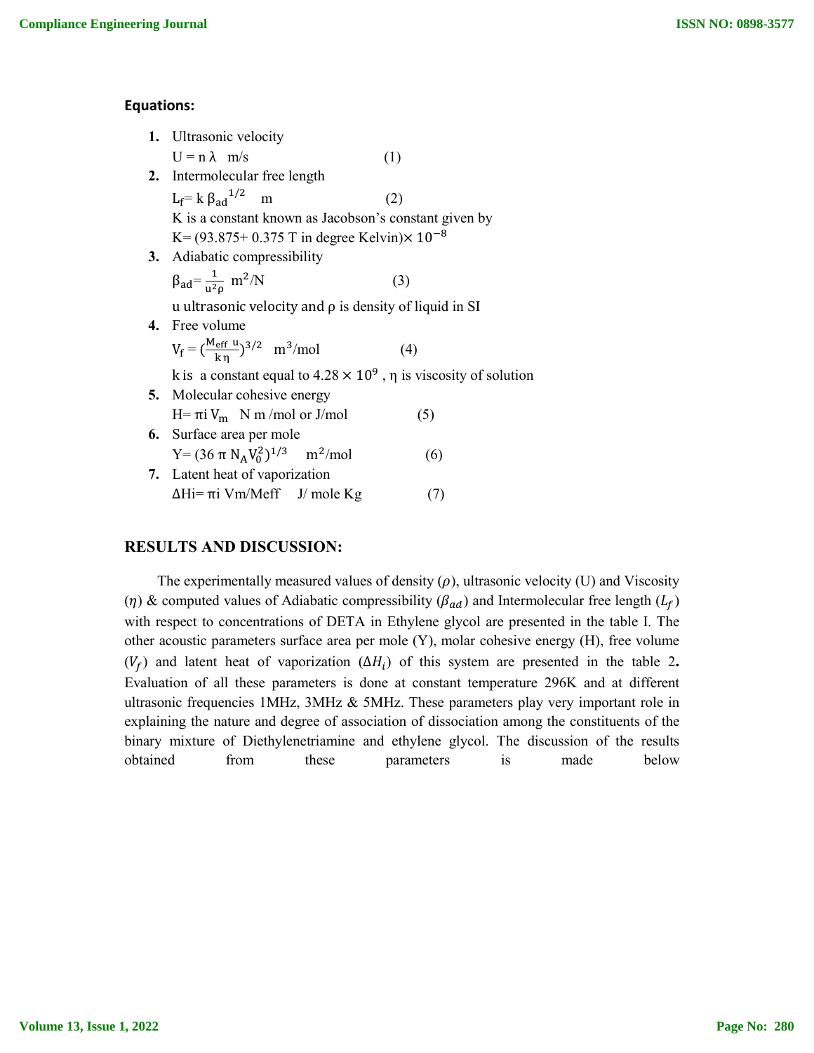**Equations:**

1. Ultrasonic velocity

   $U = n\,\lambda$ m/s (1)

2. Intermolecular free length

   $L_f = k\,\beta_{ad}^{1/2}$ m (2)

   K is a constant known as Jacobson's constant given by

   K= (93.875+ 0.375 T in degree Kelvin)$\times 10^{-8}$

3. Adiabatic compressibility

   $\beta_{ad} = \frac{1}{u^2 \rho}$ $m^2/N$ (3)

   u ultrasonic velocity and ρ is density of liquid in SI

4. Free volume

   $V_f = (\frac{M_{eff}\ u}{k\ \eta})^{3/2}$ $m^3/mol$ (4)

   k is a constant equal to $4.28 \times 10^9$ , η is viscosity of solution

5. Molecular cohesive energy

   $H = \pi i\, V_m$ N m /mol or J/mol (5)

6. Surface area per mole

   $Y = (36\,\pi\, N_A V_0^2)^{1/3}$ $m^2/mol$ (6)

7. Latent heat of vaporization

   $\Delta Hi = \pi i\ Vm/Meff$ J/ mole Kg (7)

## RESULTS AND DISCUSSION:

The experimentally measured values of density ($\rho$), ultrasonic velocity (U) and Viscosity ($\eta$) & computed values of Adiabatic compressibility ($\beta_{ad}$) and Intermolecular free length ($L_f$) with respect to concentrations of DETA in Ethylene glycol are presented in the table I. The other acoustic parameters surface area per mole (Y), molar cohesive energy (H), free volume ($V_f$) and latent heat of vaporization ($\Delta H_i$) of this system are presented in the table 2**.** Evaluation of all these parameters is done at constant temperature 296K and at different ultrasonic frequencies 1MHz, 3MHz & 5MHz. These parameters play very important role in explaining the nature and degree of association of dissociation among the constituents of the binary mixture of Diethylenetriamine and ethylene glycol. The discussion of the results obtained from these parameters is made below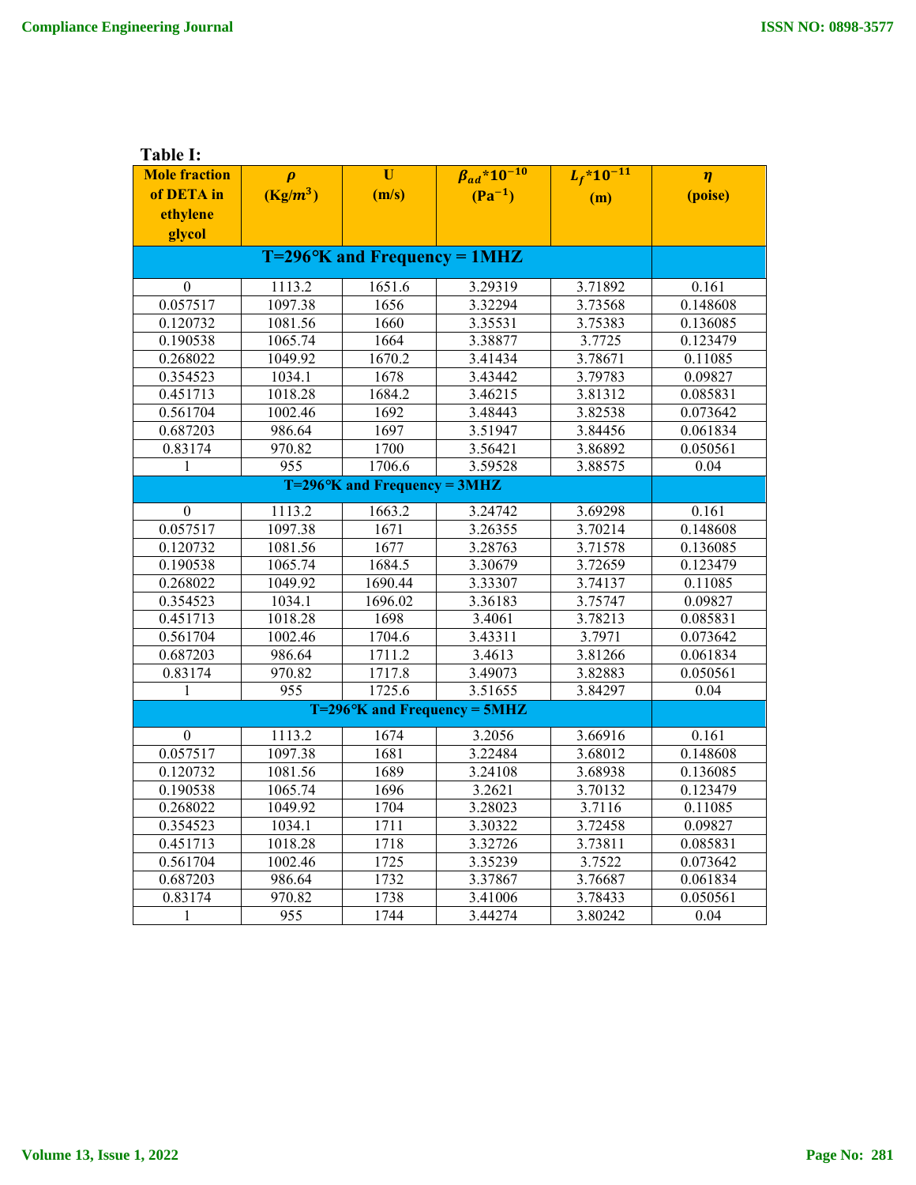**Table I:**

| Mole fraction of DETA in ethylene glycol | $\rho$ ($Kg/m^3$) | U (m/s) | $\beta_{ad}*10^{-10}$ ($Pa^{-1}$) | $L_f*10^{-11}$ (m) | $\eta$ (poise) |
|---|---|---|---|---|---|
| **T=296°K and Frequency = 1MHZ** | | | | | |
| 0 | 1113.2 | 1651.6 | 3.29319 | 3.71892 | 0.161 |
| 0.057517 | 1097.38 | 1656 | 3.32294 | 3.73568 | 0.148608 |
| 0.120732 | 1081.56 | 1660 | 3.35531 | 3.75383 | 0.136085 |
| 0.190538 | 1065.74 | 1664 | 3.38877 | 3.7725 | 0.123479 |
| 0.268022 | 1049.92 | 1670.2 | 3.41434 | 3.78671 | 0.11085 |
| 0.354523 | 1034.1 | 1678 | 3.43442 | 3.79783 | 0.09827 |
| 0.451713 | 1018.28 | 1684.2 | 3.46215 | 3.81312 | 0.085831 |
| 0.561704 | 1002.46 | 1692 | 3.48443 | 3.82538 | 0.073642 |
| 0.687203 | 986.64 | 1697 | 3.51947 | 3.84456 | 0.061834 |
| 0.83174 | 970.82 | 1700 | 3.56421 | 3.86892 | 0.050561 |
| 1 | 955 | 1706.6 | 3.59528 | 3.88575 | 0.04 |
| **T=296°K and Frequency = 3MHZ** | | | | | |
| 0 | 1113.2 | 1663.2 | 3.24742 | 3.69298 | 0.161 |
| 0.057517 | 1097.38 | 1671 | 3.26355 | 3.70214 | 0.148608 |
| 0.120732 | 1081.56 | 1677 | 3.28763 | 3.71578 | 0.136085 |
| 0.190538 | 1065.74 | 1684.5 | 3.30679 | 3.72659 | 0.123479 |
| 0.268022 | 1049.92 | 1690.44 | 3.33307 | 3.74137 | 0.11085 |
| 0.354523 | 1034.1 | 1696.02 | 3.36183 | 3.75747 | 0.09827 |
| 0.451713 | 1018.28 | 1698 | 3.4061 | 3.78213 | 0.085831 |
| 0.561704 | 1002.46 | 1704.6 | 3.43311 | 3.7971 | 0.073642 |
| 0.687203 | 986.64 | 1711.2 | 3.4613 | 3.81266 | 0.061834 |
| 0.83174 | 970.82 | 1717.8 | 3.49073 | 3.82883 | 0.050561 |
| 1 | 955 | 1725.6 | 3.51655 | 3.84297 | 0.04 |
| **T=296°K and Frequency = 5MHZ** | | | | | |
| 0 | 1113.2 | 1674 | 3.2056 | 3.66916 | 0.161 |
| 0.057517 | 1097.38 | 1681 | 3.22484 | 3.68012 | 0.148608 |
| 0.120732 | 1081.56 | 1689 | 3.24108 | 3.68938 | 0.136085 |
| 0.190538 | 1065.74 | 1696 | 3.2621 | 3.70132 | 0.123479 |
| 0.268022 | 1049.92 | 1704 | 3.28023 | 3.7116 | 0.11085 |
| 0.354523 | 1034.1 | 1711 | 3.30322 | 3.72458 | 0.09827 |
| 0.451713 | 1018.28 | 1718 | 3.32726 | 3.73811 | 0.085831 |
| 0.561704 | 1002.46 | 1725 | 3.35239 | 3.7522 | 0.073642 |
| 0.687203 | 986.64 | 1732 | 3.37867 | 3.76687 | 0.061834 |
| 0.83174 | 970.82 | 1738 | 3.41006 | 3.78433 | 0.050561 |
| 1 | 955 | 1744 | 3.44274 | 3.80242 | 0.04 |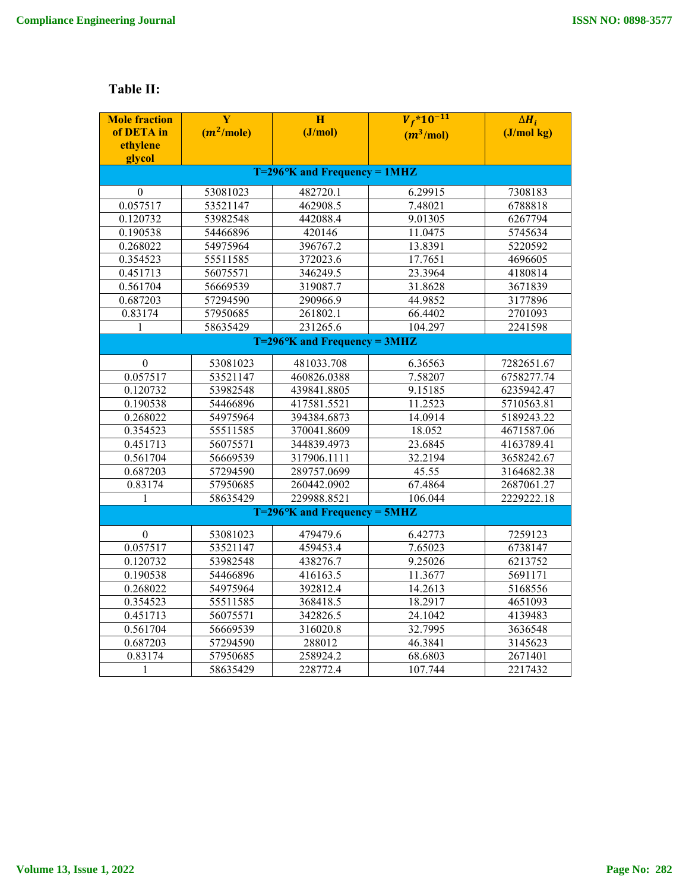**Table II:**

| Mole fraction of DETA in ethylene glycol | Y ($m^2$/mole) | H (J/mol) | $V_f$*$10^{-11}$ ($m^3$/mol) | $\Delta H_i$ (J/mol kg) |
|---|---|---|---|---|
| **T=296°K and Frequency = 1MHZ** | | | | |
| 0 | 53081023 | 482720.1 | 6.29915 | 7308183 |
| 0.057517 | 53521147 | 462908.5 | 7.48021 | 6788818 |
| 0.120732 | 53982548 | 442088.4 | 9.01305 | 6267794 |
| 0.190538 | 54466896 | 420146 | 11.0475 | 5745634 |
| 0.268022 | 54975964 | 396767.2 | 13.8391 | 5220592 |
| 0.354523 | 55511585 | 372023.6 | 17.7651 | 4696605 |
| 0.451713 | 56075571 | 346249.5 | 23.3964 | 4180814 |
| 0.561704 | 56669539 | 319087.7 | 31.8628 | 3671839 |
| 0.687203 | 57294590 | 290966.9 | 44.9852 | 3177896 |
| 0.83174 | 57950685 | 261802.1 | 66.4402 | 2701093 |
| 1 | 58635429 | 231265.6 | 104.297 | 2241598 |
| **T=296°K and Frequency = 3MHZ** | | | | |
| 0 | 53081023 | 481033.708 | 6.36563 | 7282651.67 |
| 0.057517 | 53521147 | 460826.0388 | 7.58207 | 6758277.74 |
| 0.120732 | 53982548 | 439841.8805 | 9.15185 | 6235942.47 |
| 0.190538 | 54466896 | 417581.5521 | 11.2523 | 5710563.81 |
| 0.268022 | 54975964 | 394384.6873 | 14.0914 | 5189243.22 |
| 0.354523 | 55511585 | 370041.8609 | 18.052 | 4671587.06 |
| 0.451713 | 56075571 | 344839.4973 | 23.6845 | 4163789.41 |
| 0.561704 | 56669539 | 317906.1111 | 32.2194 | 3658242.67 |
| 0.687203 | 57294590 | 289757.0699 | 45.55 | 3164682.38 |
| 0.83174 | 57950685 | 260442.0902 | 67.4864 | 2687061.27 |
| 1 | 58635429 | 229988.8521 | 106.044 | 2229222.18 |
| **T=296°K and Frequency = 5MHZ** | | | | |
| 0 | 53081023 | 479479.6 | 6.42773 | 7259123 |
| 0.057517 | 53521147 | 459453.4 | 7.65023 | 6738147 |
| 0.120732 | 53982548 | 438276.7 | 9.25026 | 6213752 |
| 0.190538 | 54466896 | 416163.5 | 11.3677 | 5691171 |
| 0.268022 | 54975964 | 392812.4 | 14.2613 | 5168556 |
| 0.354523 | 55511585 | 368418.5 | 18.2917 | 4651093 |
| 0.451713 | 56075571 | 342826.5 | 24.1042 | 4139483 |
| 0.561704 | 56669539 | 316020.8 | 32.7995 | 3636548 |
| 0.687203 | 57294590 | 288012 | 46.3841 | 3145623 |
| 0.83174 | 57950685 | 258924.2 | 68.6803 | 2671401 |
| 1 | 58635429 | 228772.4 | 107.744 | 2217432 |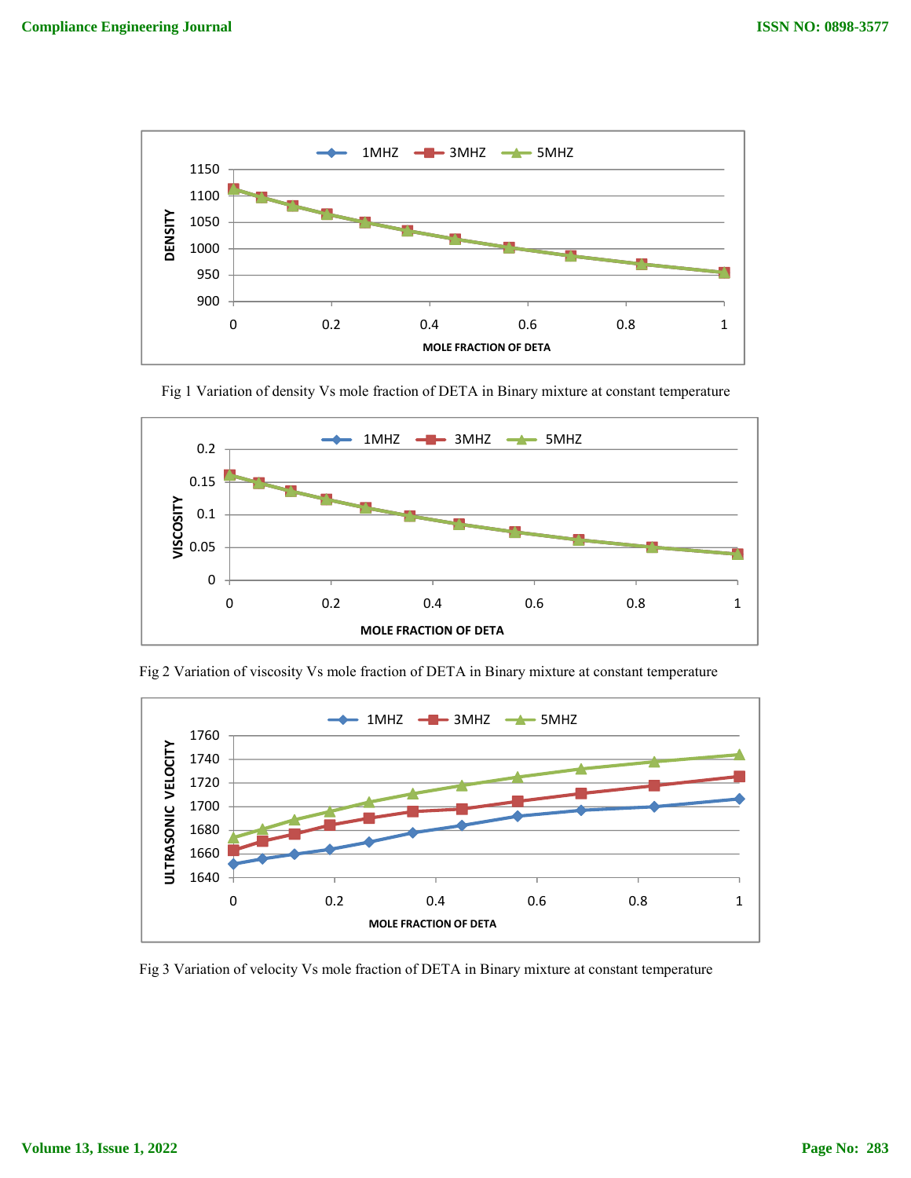Fig 1 Variation of density Vs mole fraction of DETA in Binary mixture at constant temperature

Fig 2 Variation of viscosity Vs mole fraction of DETA in Binary mixture at constant temperature

Fig 3 Variation of velocity Vs mole fraction of DETA in Binary mixture at constant temperature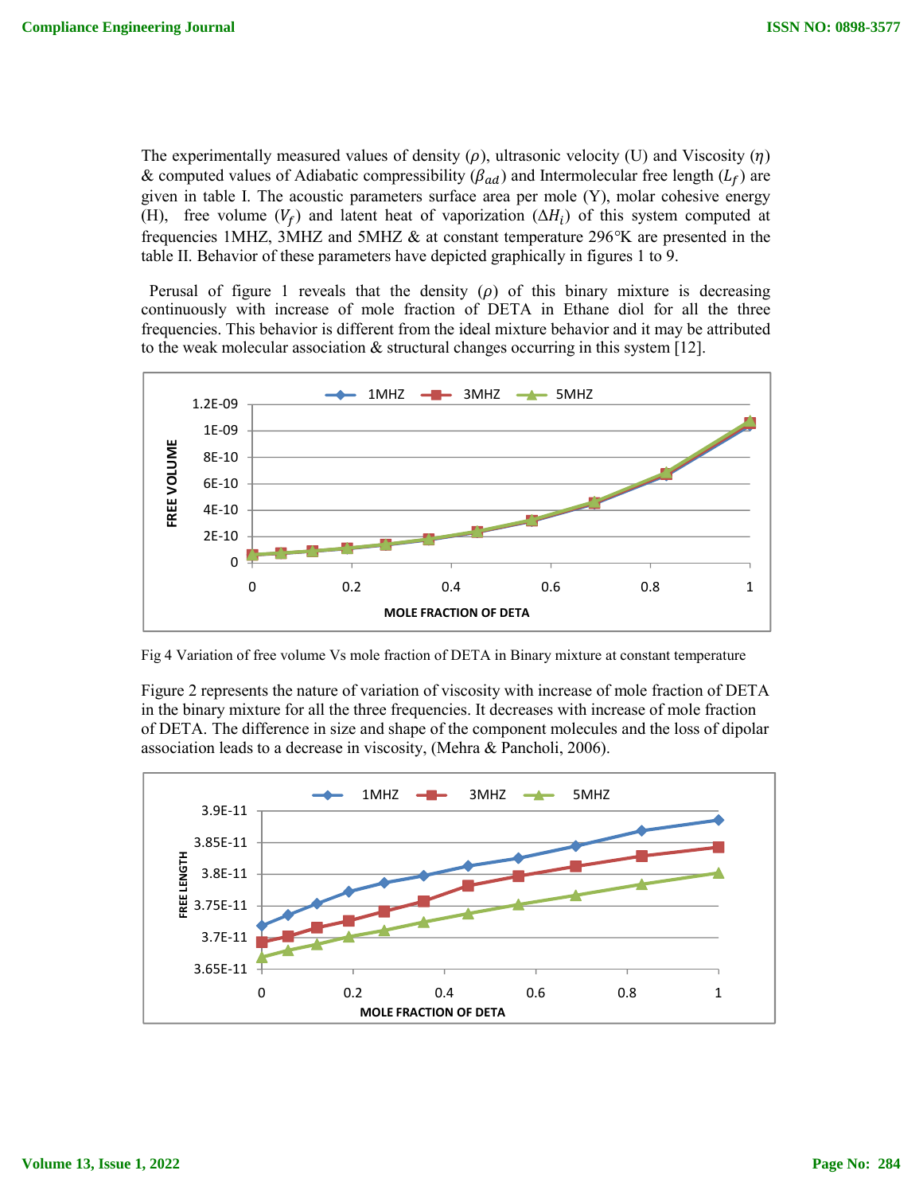The experimentally measured values of density ($\rho$), ultrasonic velocity (U) and Viscosity ($\eta$) & computed values of Adiabatic compressibility ($\beta_{ad}$) and Intermolecular free length ($L_f$) are given in table I. The acoustic parameters surface area per mole (Y), molar cohesive energy (H), free volume ($V_f$) and latent heat of vaporization ($\Delta H_i$) of this system computed at frequencies 1MHZ, 3MHZ and 5MHZ & at constant temperature 296°K are presented in the table II. Behavior of these parameters have depicted graphically in figures 1 to 9.

Perusal of figure 1 reveals that the density ($\rho$) of this binary mixture is decreasing continuously with increase of mole fraction of DETA in Ethane diol for all the three frequencies. This behavior is different from the ideal mixture behavior and it may be attributed to the weak molecular association & structural changes occurring in this system [12].

Fig 4 Variation of free volume Vs mole fraction of DETA in Binary mixture at constant temperature

Figure 2 represents the nature of variation of viscosity with increase of mole fraction of DETA in the binary mixture for all the three frequencies. It decreases with increase of mole fraction of DETA. The difference in size and shape of the component molecules and the loss of dipolar association leads to a decrease in viscosity, (Mehra & Pancholi, 2006).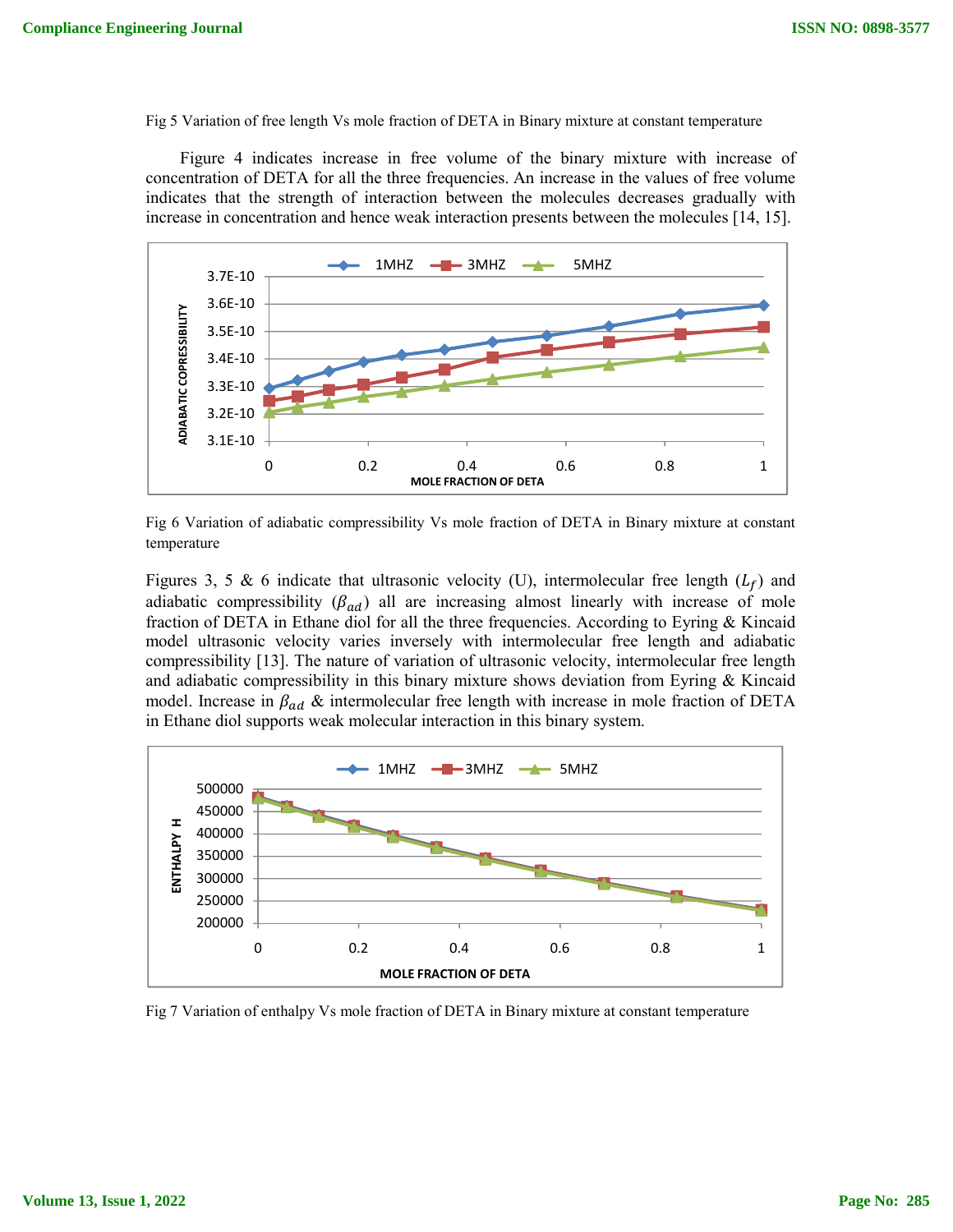Fig 5 Variation of free length Vs mole fraction of DETA in Binary mixture at constant temperature

Figure 4 indicates increase in free volume of the binary mixture with increase of concentration of DETA for all the three frequencies. An increase in the values of free volume indicates that the strength of interaction between the molecules decreases gradually with increase in concentration and hence weak interaction presents between the molecules [14, 15].

Fig 6 Variation of adiabatic compressibility Vs mole fraction of DETA in Binary mixture at constant temperature

Figures 3, 5 & 6 indicate that ultrasonic velocity (U), intermolecular free length ($L_f$) and adiabatic compressibility ($\beta_{ad}$) all are increasing almost linearly with increase of mole fraction of DETA in Ethane diol for all the three frequencies. According to Eyring & Kincaid model ultrasonic velocity varies inversely with intermolecular free length and adiabatic compressibility [13]. The nature of variation of ultrasonic velocity, intermolecular free length and adiabatic compressibility in this binary mixture shows deviation from Eyring & Kincaid model. Increase in $\beta_{ad}$ & intermolecular free length with increase in mole fraction of DETA in Ethane diol supports weak molecular interaction in this binary system.

Fig 7 Variation of enthalpy Vs mole fraction of DETA in Binary mixture at constant temperature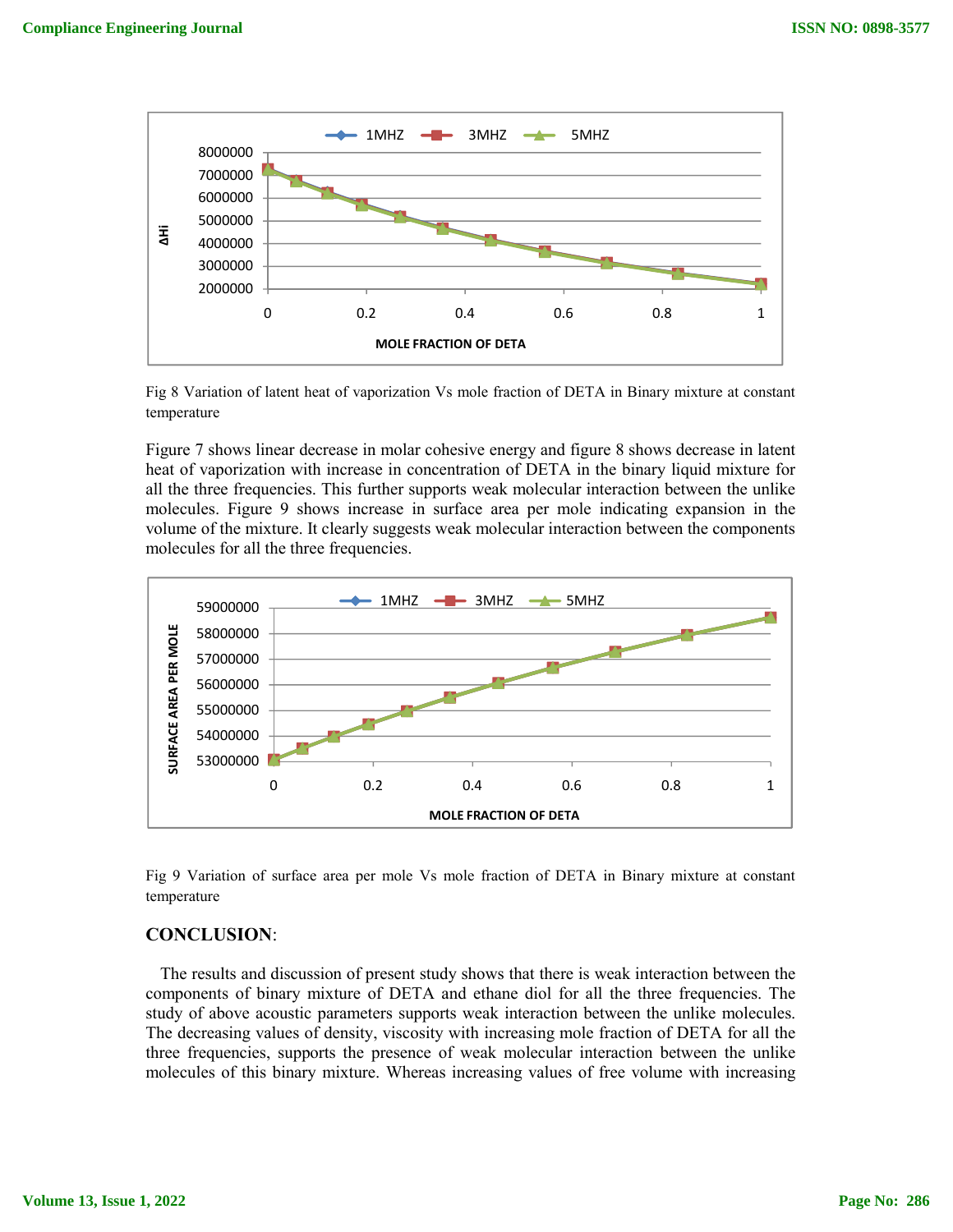Fig 8 Variation of latent heat of vaporization Vs mole fraction of DETA in Binary mixture at constant temperature

Figure 7 shows linear decrease in molar cohesive energy and figure 8 shows decrease in latent heat of vaporization with increase in concentration of DETA in the binary liquid mixture for all the three frequencies. This further supports weak molecular interaction between the unlike molecules. Figure 9 shows increase in surface area per mole indicating expansion in the volume of the mixture. It clearly suggests weak molecular interaction between the components molecules for all the three frequencies.

Fig 9 Variation of surface area per mole Vs mole fraction of DETA in Binary mixture at constant temperature

## CONCLUSION:

The results and discussion of present study shows that there is weak interaction between the components of binary mixture of DETA and ethane diol for all the three frequencies. The study of above acoustic parameters supports weak interaction between the unlike molecules. The decreasing values of density, viscosity with increasing mole fraction of DETA for all the three frequencies, supports the presence of weak molecular interaction between the unlike molecules of this binary mixture. Whereas increasing values of free volume with increasing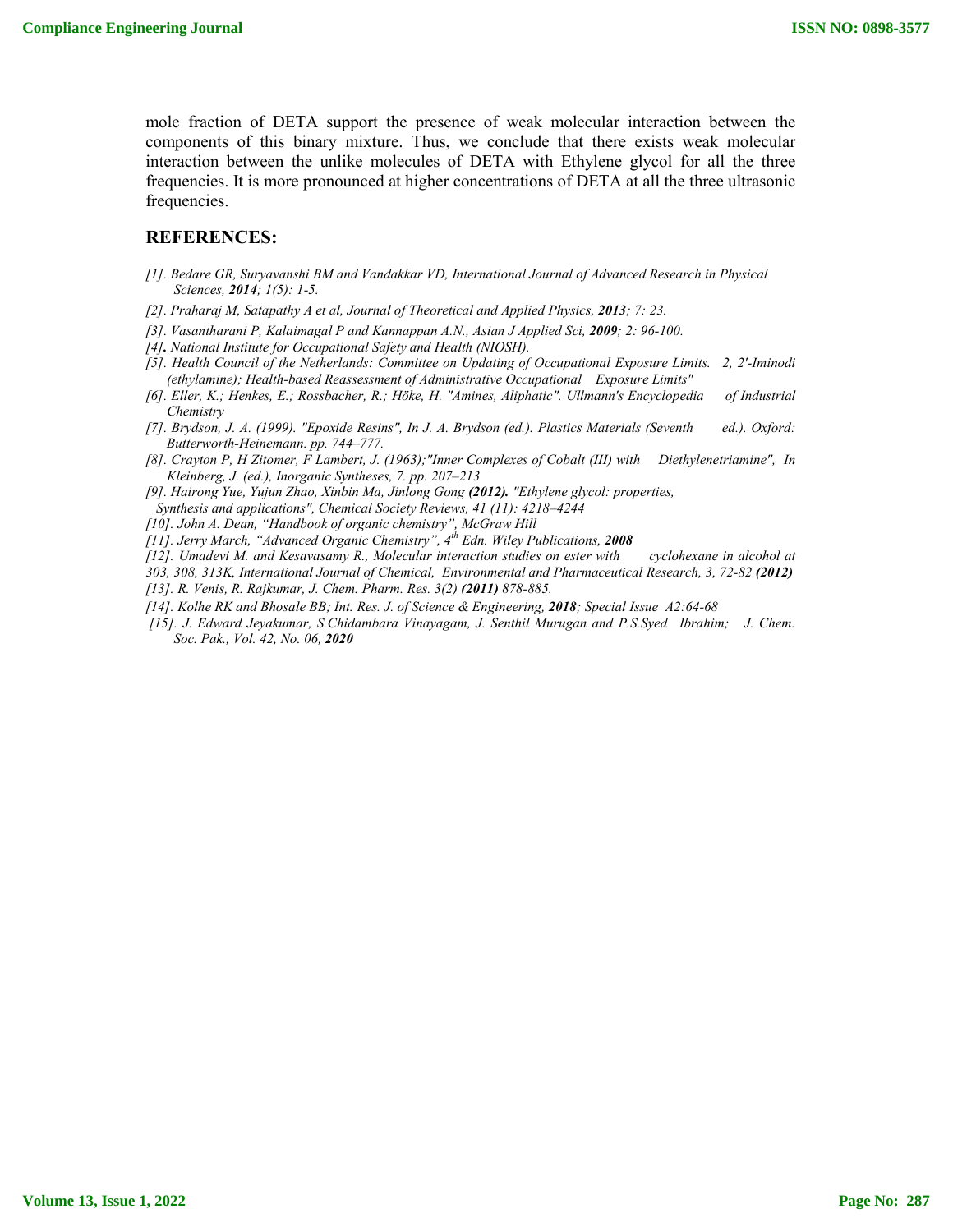mole fraction of DETA support the presence of weak molecular interaction between the components of this binary mixture. Thus, we conclude that there exists weak molecular interaction between the unlike molecules of DETA with Ethylene glycol for all the three frequencies. It is more pronounced at higher concentrations of DETA at all the three ultrasonic frequencies.

## REFERENCES:

*[1]. Bedare GR, Suryavanshi BM and Vandakkar VD, International Journal of Advanced Research in Physical Sciences, **2014**; 1(5): 1-5.*

*[2]. Praharaj M, Satapathy A et al, Journal of Theoretical and Applied Physics, **2013**; 7: 23.*

*[3]. Vasantharani P, Kalaimagal P and Kannappan A.N., Asian J Applied Sci, **2009**; 2: 96-100.*

*[4]. National Institute for Occupational Safety and Health (NIOSH).*

*[5]. Health Council of the Netherlands: Committee on Updating of Occupational Exposure Limits. 2, 2'-Iminodi (ethylamine); Health-based Reassessment of Administrative Occupational Exposure Limits"*

*[6]. Eller, K.; Henkes, E.; Rossbacher, R.; Höke, H. "Amines, Aliphatic". Ullmann's Encyclopedia of Industrial Chemistry*

*[7]. Brydson, J. A. (1999). "Epoxide Resins", In J. A. Brydson (ed.). Plastics Materials (Seventh ed.). Oxford: Butterworth-Heinemann. pp. 744–777.*

*[8]. Crayton P, H Zitomer, F Lambert, J. (1963);"Inner Complexes of Cobalt (III) with Diethylenetriamine", In Kleinberg, J. (ed.), Inorganic Syntheses, 7. pp. 207–213*

*[9]. Hairong Yue, Yujun Zhao, Xinbin Ma, Jinlong Gong **(2012).** "Ethylene glycol: properties, Synthesis and applications", Chemical Society Reviews, 41 (11): 4218–4244*

*[10]. John A. Dean, "Handbook of organic chemistry", McGraw Hill*

*[11]. Jerry March, "Advanced Organic Chemistry", 4th Edn. Wiley Publications, **2008***

*[12]. Umadevi M. and Kesavasamy R., Molecular interaction studies on ester with cyclohexane in alcohol at 303, 308, 313K, International Journal of Chemical, Environmental and Pharmaceutical Research, 3, 72-82 **(2012)***

*[13]. R. Venis, R. Rajkumar, J. Chem. Pharm. Res. 3(2) **(2011)** 878-885.*

*[14]. Kolhe RK and Bhosale BB; Int. Res. J. of Science & Engineering, **2018**; Special Issue A2:64-68*

*[15]. J. Edward Jeyakumar, S.Chidambara Vinayagam, J. Senthil Murugan and P.S.Syed Ibrahim; J. Chem. Soc. Pak., Vol. 42, No. 06, **2020***